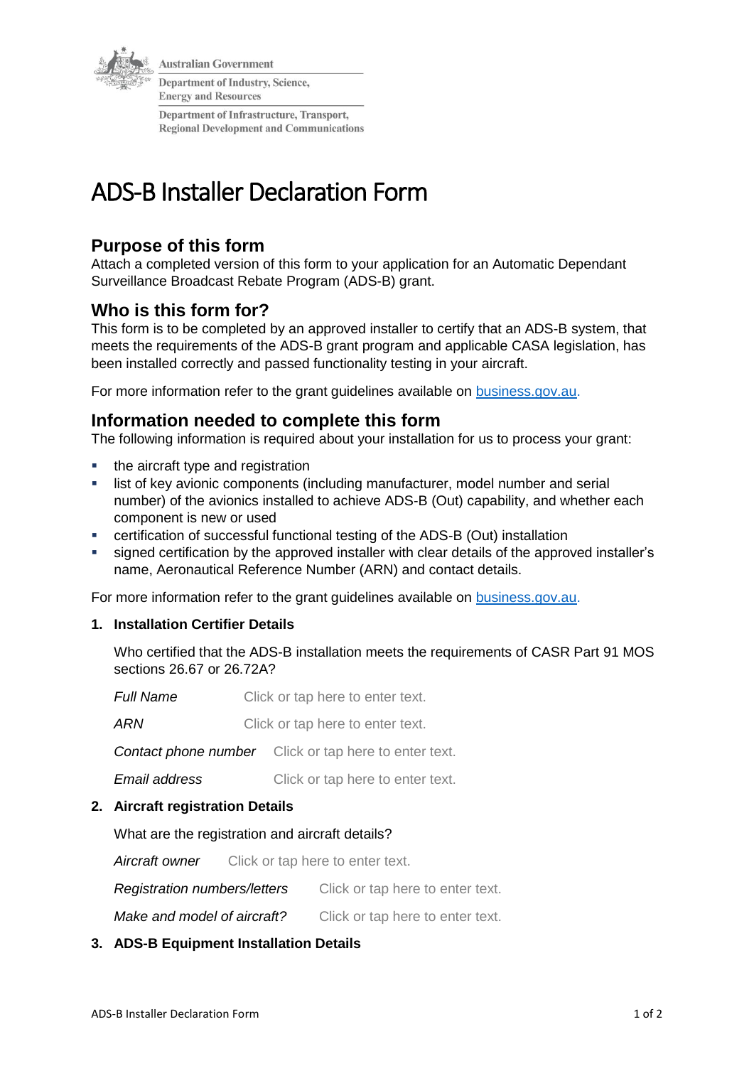Australian Government

Department of Industry, Science, Energy and Resources

Department of Infrastructure, Transport, Regional Development and Communications

# ADS-B Installer Declaration Form

## Purpose of this form

Attach a completed version of this form to your application for an Automatic Dependant Surveillance Broadcast Rebate Program (ADS-B) grant.

## Who is this form for?

This form is to be completed by an approved installer to certify that an ADS-B system, that meets the requirements of the ADS-B grant program and applicable CASA legislation, has been installed correctly and passed functionality testing in your aircraft.

For more information refer to the grant guidelines available on [business.gov.au](business.gov.au).

## Information needed to complete this form

The following information is required about your installation for us to process your grant:

- the aircraft type and registration
- list of key avionic components (including manufacturer, model number and serial number) of the avionics installed to achieve ADS-B (Out) capability, and whether each component is new or used
- certification of successful functional testing of the ADS-B (Out) installation
- signed certification by the approved installer with clear details of the approved installer's name, Aeronautical Reference Number (ARN) and contact details.

For more information refer to the grant guidelines available on [business.gov.au](business.gov.au).

**1. Installation Certifier Details**

Who certified that the ADS-B installation meets the requirements of CASR Part 91 MOS sections 26.67 or 26.72A?

*Full Name* Click or tap here to enter text.

*ARN* Click or tap here to enter text.

*Contact phone number* Click or tap here to enter text.

*Email address* Click or tap here to enter text.

**2. Aircraft registration Details**

What are the registration and aircraft details?

*Aircraft owner* Click or tap here to enter text.

*Registration numbers/letters* Click or tap here to enter text.

*Make and model of aircraft?* Click or tap here to enter text.

**3. ADS-B Equipment Installation Details**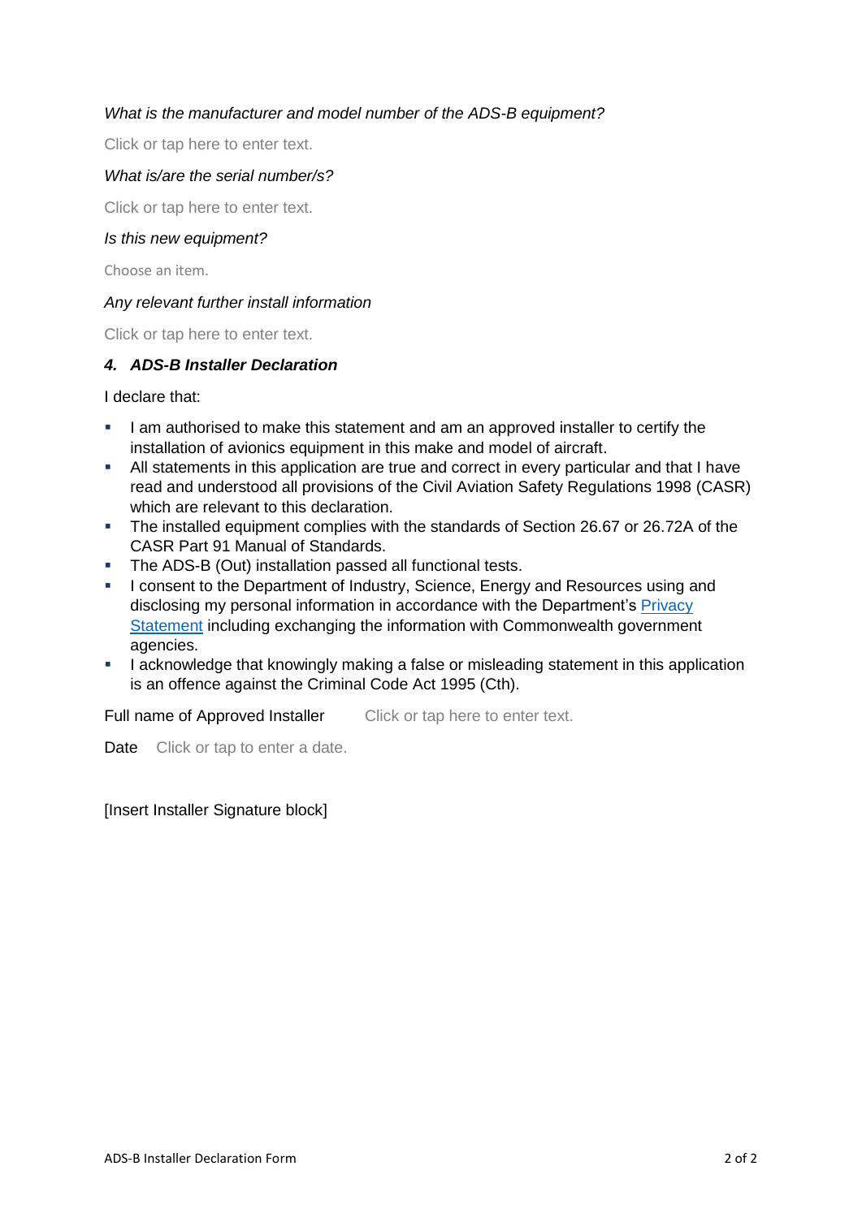*What is the manufacturer and model number of the ADS-B equipment?*

Click or tap here to enter text.

*What is/are the serial number/s?*

Click or tap here to enter text.

*Is this new equipment?*

Choose an item.

*Any relevant further install information*

Click or tap here to enter text.

### *4. ADS-B Installer Declaration*

I declare that:

- I am authorised to make this statement and am an approved installer to certify the installation of avionics equipment in this make and model of aircraft.
- All statements in this application are true and correct in every particular and that I have read and understood all provisions of the Civil Aviation Safety Regulations 1998 (CASR) which are relevant to this declaration.
- The installed equipment complies with the standards of Section 26.67 or 26.72A of the CASR Part 91 Manual of Standards.
- The ADS-B (Out) installation passed all functional tests.
- I consent to the Department of Industry, Science, Energy and Resources using and disclosing my personal information in accordance with the Department's Privacy Statement including exchanging the information with Commonwealth government agencies.
- I acknowledge that knowingly making a false or misleading statement in this application is an offence against the Criminal Code Act 1995 (Cth).

Full name of Approved Installer Click or tap here to enter text.

Date Click or tap to enter a date.

[Insert Installer Signature block]